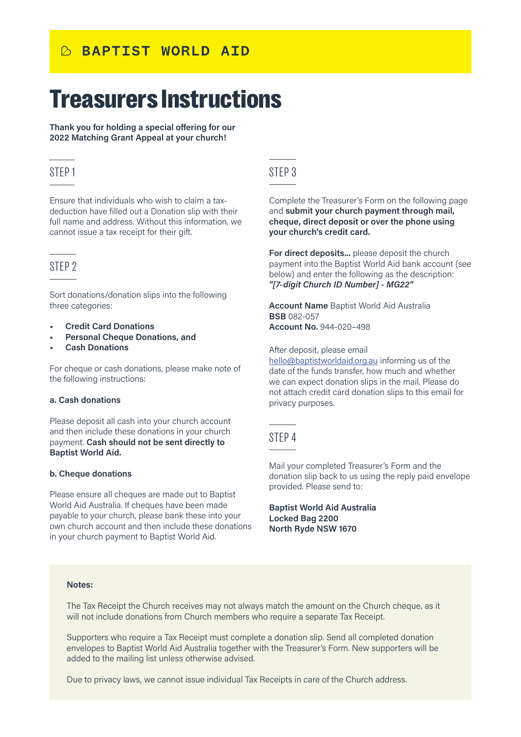BAPTIST WORLD AID

# Treasurers Instructions

**Thank you for holding a special offering for our 2022 Matching Grant Appeal at your church!**

## STEP 1

Ensure that individuals who wish to claim a tax-deduction have filled out a Donation slip with their full name and address. Without this information, we cannot issue a tax receipt for their gift.

## STEP 2

Sort donations/donation slips into the following three categories:

- **Credit Card Donations**
- **Personal Cheque Donations, and**
- **Cash Donations**

For cheque or cash donations, please make note of the following instructions:

**a. Cash donations**

Please deposit all cash into your church account and then include these donations in your church payment. **Cash should not be sent directly to Baptist World Aid.**

**b. Cheque donations**

Please ensure all cheques are made out to Baptist World Aid Australia. If cheques have been made payable to your church, please bank these into your own church account and then include these donations in your church payment to Baptist World Aid.

## STEP 3

Complete the Treasurer's Form on the following page and **submit your church payment through mail, cheque, direct deposit or over the phone using your church's credit card.**

**For direct deposits...** please deposit the church payment into the Baptist World Aid bank account (see below) and enter the following as the description: ***"[7-digit Church ID Number] - MG22"***

**Account Name** Baptist World Aid Australia
**BSB** 082-057
**Account No.** 944-020–498

After deposit, please email hello@baptistworldaid.org.au informing us of the date of the funds transfer, how much and whether we can expect donation slips in the mail. Please do not attach credit card donation slips to this email for privacy purposes.

## STEP 4

Mail your completed Treasurer's Form and the donation slip back to us using the reply paid envelope provided. Please send to:

**Baptist World Aid Australia**
**Locked Bag 2200**
**North Ryde NSW 1670**

**Notes:**

The Tax Receipt the Church receives may not always match the amount on the Church cheque, as it will not include donations from Church members who require a separate Tax Receipt.

Supporters who require a Tax Receipt must complete a donation slip. Send all completed donation envelopes to Baptist World Aid Australia together with the Treasurer's Form. New supporters will be added to the mailing list unless otherwise advised.

Due to privacy laws, we cannot issue individual Tax Receipts in care of the Church address.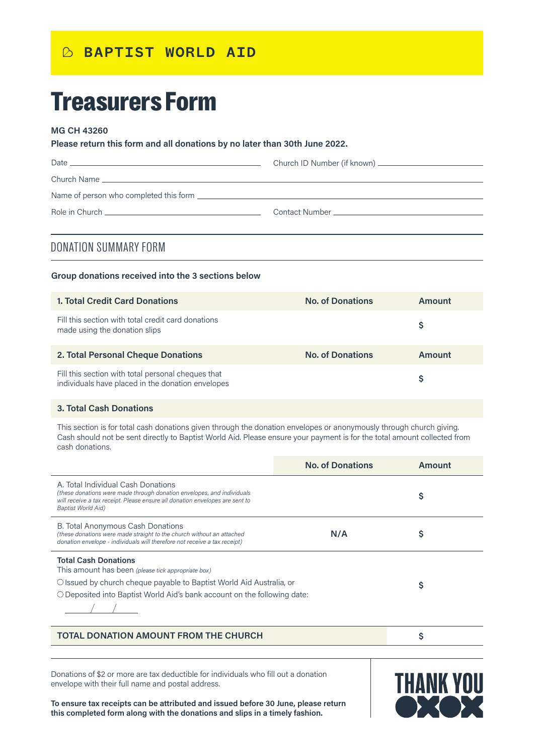**BAPTIST WORLD AID**

# Treasurers Form

**MG CH 43260**

**Please return this form and all donations by no later than 30th June 2022.**

Date ______________________ Church ID Number (if known) ______________________

Church Name ______________________

Name of person who completed this form ______________________

Role in Church ______________________ Contact Number ______________________

## DONATION SUMMARY FORM

**Group donations received into the 3 sections below**

| **1. Total Credit Card Donations** | **No. of Donations** | **Amount** |
|---|---|---|
| Fill this section with total credit card donations made using the donation slips | | $ |

| **2. Total Personal Cheque Donations** | **No. of Donations** | **Amount** |
|---|---|---|
| Fill this section with total personal cheques that individuals have placed in the donation envelopes | | $ |

**3. Total Cash Donations**

This section is for total cash donations given through the donation envelopes or anonymously through church giving. Cash should not be sent directly to Baptist World Aid. Please ensure your payment is for the total amount collected from cash donations.

| | **No. of Donations** | **Amount** |
|---|---|---|
| A. Total Individual Cash Donations *(these donations were made through donation envelopes, and individuals will receive a tax receipt. Please ensure all donation envelopes are sent to Baptist World Aid)* | | $ |
| B. Total Anonymous Cash Donations *(these donations were made straight to the church without an attached donation envelope - individuals will therefore not receive a tax receipt)* | N/A | $ |
| **Total Cash Donations** This amount has been *(please tick appropriate box)* ○ Issued by church cheque payable to Baptist World Aid Australia, or ○ Deposited into Baptist World Aid's bank account on the following date: ____ / ____ / ____ | | $ |

| **TOTAL DONATION AMOUNT FROM THE CHURCH** | $ |
|---|---|

Donations of $2 or more are tax deductible for individuals who fill out a donation envelope with their full name and postal address.

**To ensure tax receipts can be attributed and issued before 30 June, please return this completed form along with the donations and slips in a timely fashion.**

THANK YOU
OXOX